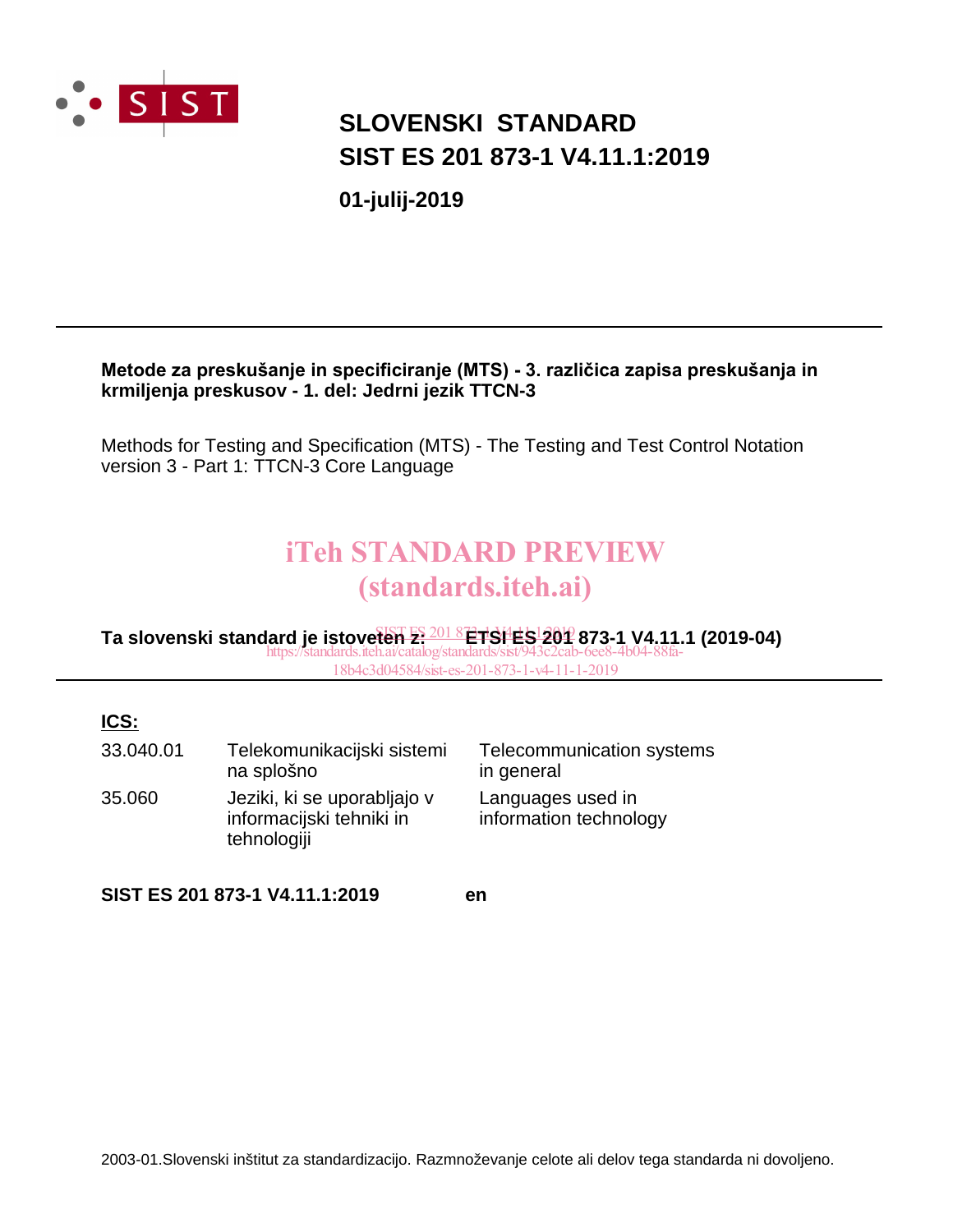SIST

# SLOVENSKI STANDARD
# SIST ES 201 873-1 V4.11.1:2019

**01-julij-2019**

**Metode za preskušanje in specificiranje (MTS) - 3. različica zapisa preskušanja in krmiljenja preskusov - 1. del: Jedrni jezik TTCN-3**

Methods for Testing and Specification (MTS) - The Testing and Test Control Notation version 3 - Part 1: TTCN-3 Core Language

iTeh STANDARD PREVIEW
(standards.iteh.ai)

**Ta slovenski standard je istoveten z: ETSI ES 201 873-1 V4.11.1 (2019-04)**

SIST ES 201 873-1 V4.11.1:2019
https://standards.iteh.ai/catalog/standards/sist/943c2cab-6ee8-4b04-88fa-18b4c3d04584/sist-es-201-873-1-v4-11-1-2019

**ICS:**

| | | |
|---|---|---|
| 33.040.01 | Telekomunikacijski sistemi na splošno | Telecommunication systems in general |
| 35.060 | Jeziki, ki se uporabljajo v informacijski tehniki in tehnologiji | Languages used in information technology |

**SIST ES 201 873-1 V4.11.1:2019** **en**

2003-01.Slovenski inštitut za standardizacijo. Razmnoževanje celote ali delov tega standarda ni dovoljeno.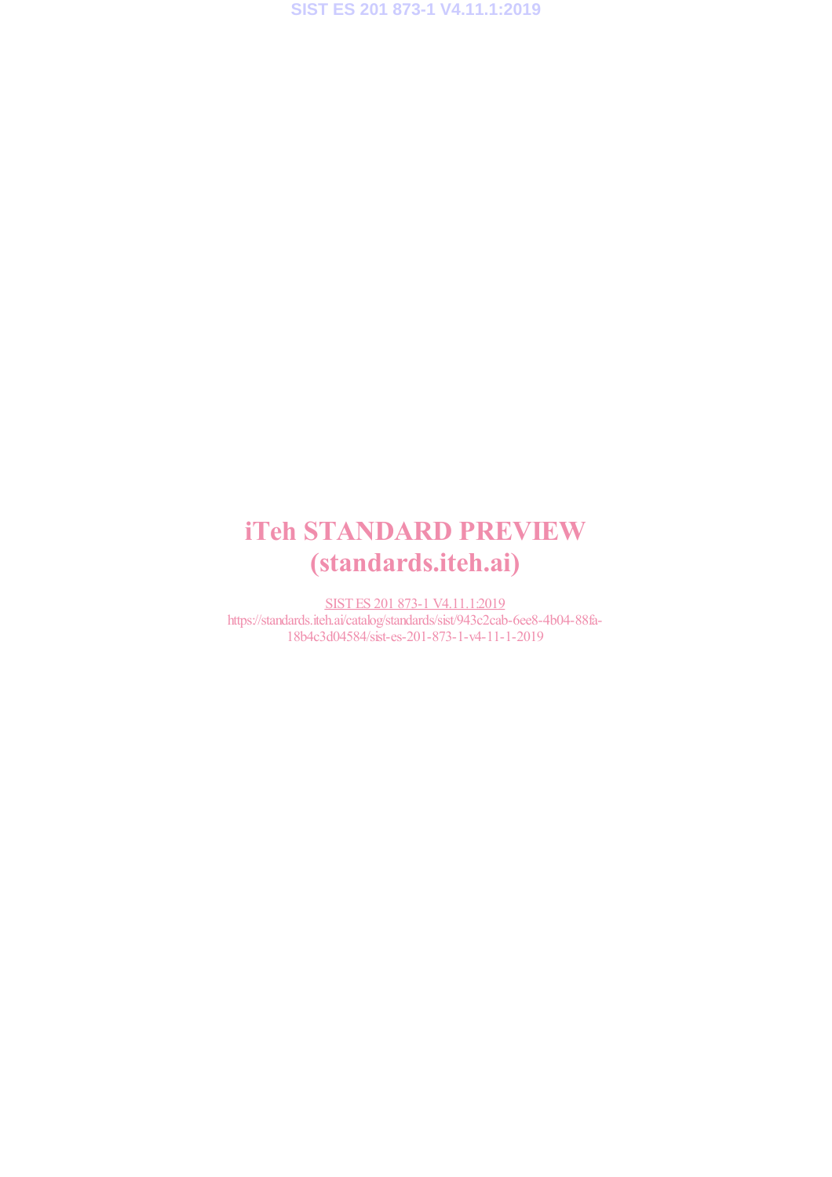iTeh STANDARD PREVIEW
(standards.iteh.ai)

SIST ES 201 873-1 V4.11.1:2019
https://standards.iteh.ai/catalog/standards/sist/943c2cab-6ee8-4b04-88fa-18b4c3d04584/sist-es-201-873-1-v4-11-1-2019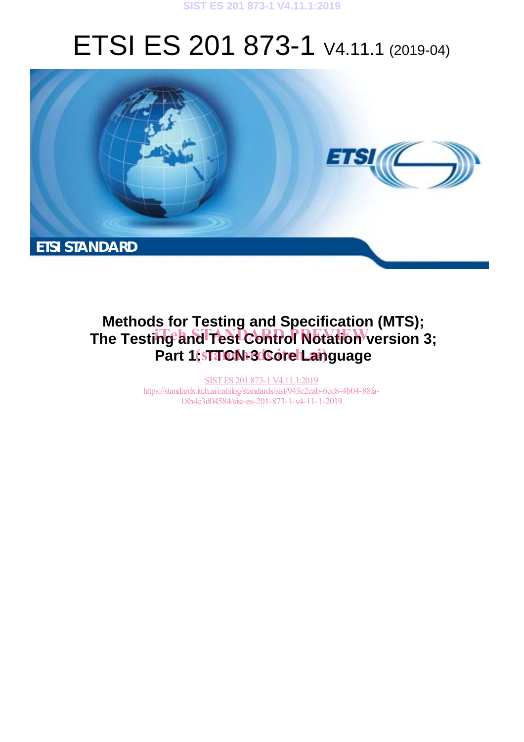# ETSI ES 201 873-1 V4.11.1 (2019-04)

ETSI STANDARD

**Methods for Testing and Specification (MTS);**
**The Testing and Test Control Notation version 3;**
**Part 1: TTCN-3 Core Language**

iTeh STANDARD PREVIEW
(standards.iteh.ai)

SIST ES 201 873-1 V4.11.1:2019
https://standards.iteh.ai/catalog/standards/sist/943c2cab-6ee8-4b04-88fa-18b4c3d04584/sist-es-201-873-1-v4-11-1-2019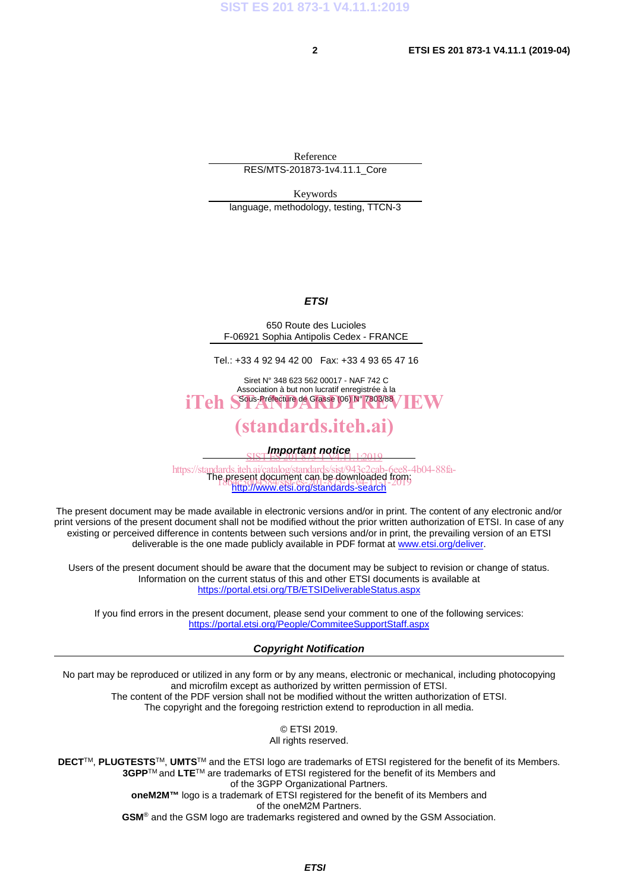Reference

RES/MTS-201873-1v4.11.1_Core

Keywords

language, methodology, testing, TTCN-3

***ETSI***

650 Route des Lucioles
F-06921 Sophia Antipolis Cedex - FRANCE

Tel.: +33 4 92 94 42 00   Fax: +33 4 93 65 47 16

Siret N° 348 623 562 00017 - NAF 742 C
Association à but non lucratif enregistrée à la
Sous-Préfecture de Grasse (06) N° 7803/88

***Important notice***

The present document can be downloaded from:
http://www.etsi.org/standards-search

The present document may be made available in electronic versions and/or in print. The content of any electronic and/or print versions of the present document shall not be modified without the prior written authorization of ETSI. In case of any existing or perceived difference in contents between such versions and/or in print, the prevailing version of an ETSI deliverable is the one made publicly available in PDF format at www.etsi.org/deliver.

Users of the present document should be aware that the document may be subject to revision or change of status. Information on the current status of this and other ETSI documents is available at https://portal.etsi.org/TB/ETSIDeliverableStatus.aspx

If you find errors in the present document, please send your comment to one of the following services:
https://portal.etsi.org/People/CommiteeSupportStaff.aspx

***Copyright Notification***

No part may be reproduced or utilized in any form or by any means, electronic or mechanical, including photocopying and microfilm except as authorized by written permission of ETSI.
The content of the PDF version shall not be modified without the written authorization of ETSI.
The copyright and the foregoing restriction extend to reproduction in all media.

© ETSI 2019.
All rights reserved.

**DECT**™, **PLUGTESTS**™, **UMTS**™ and the ETSI logo are trademarks of ETSI registered for the benefit of its Members.
**3GPP**™ and **LTE**™ are trademarks of ETSI registered for the benefit of its Members and of the 3GPP Organizational Partners.
**oneM2M™** logo is a trademark of ETSI registered for the benefit of its Members and of the oneM2M Partners.
**GSM**® and the GSM logo are trademarks registered and owned by the GSM Association.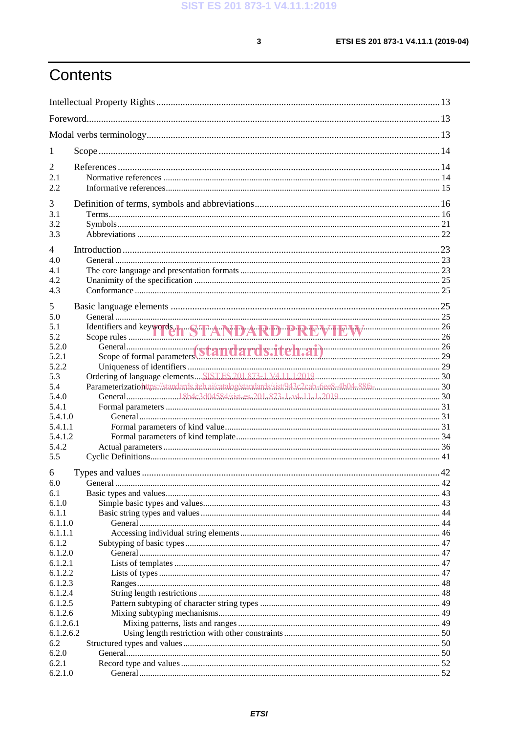# Contents

Intellectual Property Rights .......... 13

Foreword .......... 13

Modal verbs terminology .......... 13

1 Scope .......... 14

2 References .......... 14
2.1 Normative references .......... 14
2.2 Informative references .......... 15

3 Definition of terms, symbols and abbreviations .......... 16
3.1 Terms .......... 16
3.2 Symbols .......... 21
3.3 Abbreviations .......... 22

4 Introduction .......... 23
4.0 General .......... 23
4.1 The core language and presentation formats .......... 23
4.2 Unanimity of the specification .......... 25
4.3 Conformance .......... 25

5 Basic language elements .......... 25
5.0 General .......... 25
5.1 Identifiers and keywords .......... 26
5.2 Scope rules .......... 26
5.2.0 General .......... 26
5.2.1 Scope of formal parameters .......... 29
5.2.2 Uniqueness of identifiers .......... 29
5.3 Ordering of language elements .......... 30
5.4 Parameterization .......... 30
5.4.0 General .......... 30
5.4.1 Formal parameters .......... 31
5.4.1.0 General .......... 31
5.4.1.1 Formal parameters of kind value .......... 31
5.4.1.2 Formal parameters of kind template .......... 34
5.4.2 Actual parameters .......... 36
5.5 Cyclic Definitions .......... 41

6 Types and values .......... 42
6.0 General .......... 42
6.1 Basic types and values .......... 43
6.1.0 Simple basic types and values .......... 43
6.1.1 Basic string types and values .......... 44
6.1.1.0 General .......... 44
6.1.1.1 Accessing individual string elements .......... 46
6.1.2 Subtyping of basic types .......... 47
6.1.2.0 General .......... 47
6.1.2.1 Lists of templates .......... 47
6.1.2.2 Lists of types .......... 47
6.1.2.3 Ranges .......... 48
6.1.2.4 String length restrictions .......... 48
6.1.2.5 Pattern subtyping of character string types .......... 49
6.1.2.6 Mixing subtyping mechanisms .......... 49
6.1.2.6.1 Mixing patterns, lists and ranges .......... 49
6.1.2.6.2 Using length restriction with other constraints .......... 50
6.2 Structured types and values .......... 50
6.2.0 General .......... 50
6.2.1 Record type and values .......... 52
6.2.1.0 General .......... 52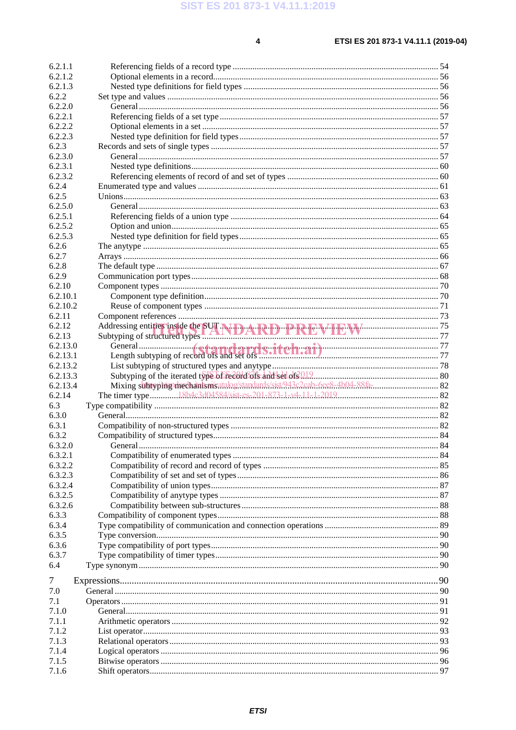6.2.1.1 Referencing fields of a record type ..... 54
6.2.1.2 Optional elements in a record ..... 56
6.2.1.3 Nested type definitions for field types ..... 56
6.2.2 Set type and values ..... 56
6.2.2.0 General ..... 56
6.2.2.1 Referencing fields of a set type ..... 57
6.2.2.2 Optional elements in a set ..... 57
6.2.2.3 Nested type definition for field types ..... 57
6.2.3 Records and sets of single types ..... 57
6.2.3.0 General ..... 57
6.2.3.1 Nested type definitions ..... 60
6.2.3.2 Referencing elements of record of and set of types ..... 60
6.2.4 Enumerated type and values ..... 61
6.2.5 Unions ..... 63
6.2.5.0 General ..... 63
6.2.5.1 Referencing fields of a union type ..... 64
6.2.5.2 Option and union ..... 65
6.2.5.3 Nested type definition for field types ..... 65
6.2.6 The anytype ..... 65
6.2.7 Arrays ..... 66
6.2.8 The default type ..... 67
6.2.9 Communication port types ..... 68
6.2.10 Component types ..... 70
6.2.10.1 Component type definition ..... 70
6.2.10.2 Reuse of component types ..... 71
6.2.11 Component references ..... 73
6.2.12 Addressing entities inside the SUT ..... 75
6.2.13 Subtyping of structured types ..... 77
6.2.13.0 General ..... 77
6.2.13.1 Length subtyping of record ofs and set ofs ..... 77
6.2.13.2 List subtyping of structured types and anytype ..... 78
6.2.13.3 Subtyping of the iterated type of record ofs and set ofs ..... 80
6.2.13.4 Mixing subtyping mechanisms ..... 82
6.2.14 The timer type ..... 82
6.3 Type compatibility ..... 82
6.3.0 General ..... 82
6.3.1 Compatibility of non-structured types ..... 82
6.3.2 Compatibility of structured types ..... 84
6.3.2.0 General ..... 84
6.3.2.1 Compatibility of enumerated types ..... 84
6.3.2.2 Compatibility of record and record of types ..... 85
6.3.2.3 Compatibility of set and set of types ..... 86
6.3.2.4 Compatibility of union types ..... 87
6.3.2.5 Compatibility of anytype types ..... 87
6.3.2.6 Compatibility between sub-structures ..... 88
6.3.3 Compatibility of component types ..... 88
6.3.4 Type compatibility of communication and connection operations ..... 89
6.3.5 Type conversion ..... 90
6.3.6 Type compatibility of port types ..... 90
6.3.7 Type compatibility of timer types ..... 90
6.4 Type synonym ..... 90

7 Expressions ..... 90
7.0 General ..... 90
7.1 Operators ..... 91
7.1.0 General ..... 91
7.1.1 Arithmetic operators ..... 92
7.1.2 List operator ..... 93
7.1.3 Relational operators ..... 93
7.1.4 Logical operators ..... 96
7.1.5 Bitwise operators ..... 96
7.1.6 Shift operators ..... 97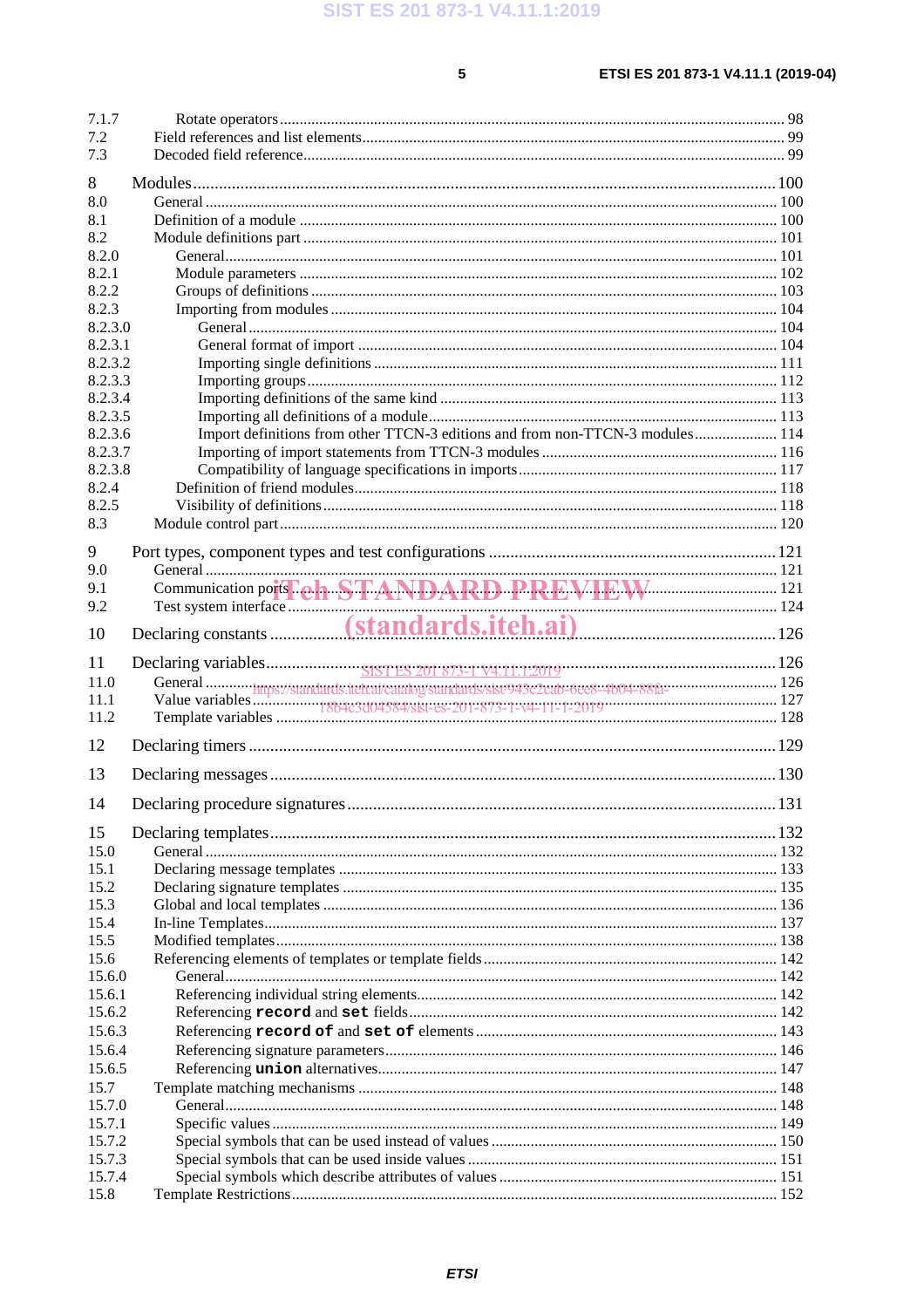7.1.7 Rotate operators ........................................................................................................................................ 98
7.2 Field references and list elements ............................................................................................................. 99
7.3 Decoded field reference .............................................................................................................................. 99

8 Modules ........................................................................................................................................................ 100
8.0 General ....................................................................................................................................................... 100
8.1 Definition of a module ............................................................................................................................... 100
8.2 Module definitions part .............................................................................................................................. 101
8.2.0 General ................................................................................................................................................... 101
8.2.1 Module parameters ................................................................................................................................ 102
8.2.2 Groups of definitions ............................................................................................................................. 103
8.2.3 Importing from modules ........................................................................................................................ 104
8.2.3.0 General ............................................................................................................................................... 104
8.2.3.1 General format of import ................................................................................................................... 104
8.2.3.2 Importing single definitions ............................................................................................................... 111
8.2.3.3 Importing groups ................................................................................................................................ 112
8.2.3.4 Importing definitions of the same kind .............................................................................................. 113
8.2.3.5 Importing all definitions of a module ................................................................................................. 113
8.2.3.6 Import definitions from other TTCN-3 editions and from non-TTCN-3 modules ............................. 114
8.2.3.7 Importing of import statements from TTCN-3 modules .................................................................... 116
8.2.3.8 Compatibility of language specifications in imports .......................................................................... 117
8.2.4 Definition of friend modules ................................................................................................................... 118
8.2.5 Visibility of definitions ........................................................................................................................... 118
8.3 Module control part .................................................................................................................................... 120

9 Port types, component types and test configurations .................................................................................... 121
9.0 General ....................................................................................................................................................... 121
9.1 Communication ports ................................................................................................................................. 121
9.2 Test system interface .................................................................................................................................. 124

10 Declaring constants ...................................................................................................................................... 126

11 Declaring variables ....................................................................................................................................... 126
11.0 General ....................................................................................................................................................... 126
11.1 Value variables ........................................................................................................................................... 127
11.2 Template variables ..................................................................................................................................... 128

12 Declaring timers ........................................................................................................................................... 129

13 Declaring messages ...................................................................................................................................... 130

14 Declaring procedure signatures .................................................................................................................... 131

15 Declaring templates ...................................................................................................................................... 132
15.0 General ....................................................................................................................................................... 132
15.1 Declaring message templates ..................................................................................................................... 133
15.2 Declaring signature templates .................................................................................................................... 135
15.3 Global and local templates ......................................................................................................................... 136
15.4 In-line Templates ........................................................................................................................................ 137
15.5 Modified templates ..................................................................................................................................... 138
15.6 Referencing elements of templates or template fields ................................................................................ 142
15.6.0 General ................................................................................................................................................... 142
15.6.1 Referencing individual string elements .................................................................................................. 142
15.6.2 Referencing **record** and **set** fields ........................................................................................................ 142
15.6.3 Referencing **record of** and **set of** elements ......................................................................................... 143
15.6.4 Referencing signature parameters .......................................................................................................... 146
15.6.5 Referencing **union** alternatives ............................................................................................................... 147
15.7 Template matching mechanisms ................................................................................................................ 148
15.7.0 General ................................................................................................................................................... 148
15.7.1 Specific values ........................................................................................................................................ 149
15.7.2 Special symbols that can be used instead of values ................................................................................ 150
15.7.3 Special symbols that can be used inside values ...................................................................................... 151
15.7.4 Special symbols which describe attributes of values ............................................................................... 151
15.8 Template Restrictions ................................................................................................................................. 152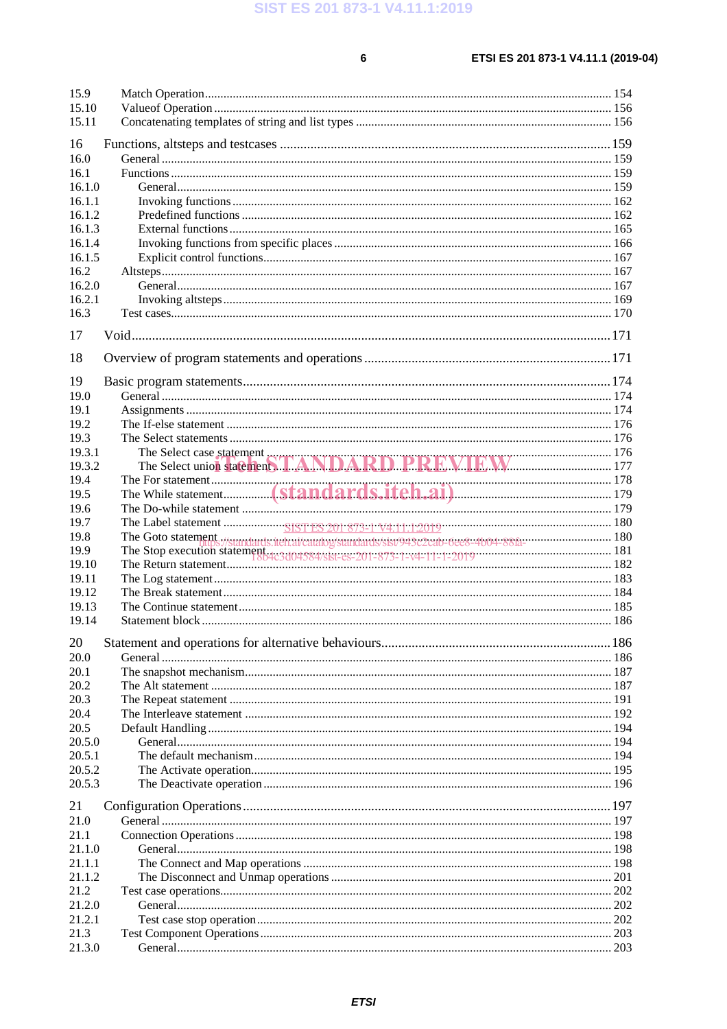| | | |
|---|---|---|
| 15.9 | Match Operation | 154 |
| 15.10 | Valueof Operation | 156 |
| 15.11 | Concatenating templates of string and list types | 156 |
| 16 | Functions, altsteps and testcases | 159 |
| 16.0 | General | 159 |
| 16.1 | Functions | 159 |
| 16.1.0 | General | 159 |
| 16.1.1 | Invoking functions | 162 |
| 16.1.2 | Predefined functions | 162 |
| 16.1.3 | External functions | 165 |
| 16.1.4 | Invoking functions from specific places | 166 |
| 16.1.5 | Explicit control functions | 167 |
| 16.2 | Altsteps | 167 |
| 16.2.0 | General | 167 |
| 16.2.1 | Invoking altsteps | 169 |
| 16.3 | Test cases | 170 |
| 17 | Void | 171 |
| 18 | Overview of program statements and operations | 171 |
| 19 | Basic program statements | 174 |
| 19.0 | General | 174 |
| 19.1 | Assignments | 174 |
| 19.2 | The If-else statement | 176 |
| 19.3 | The Select statements | 176 |
| 19.3.1 | The Select case statement | 176 |
| 19.3.2 | The Select union statement | 177 |
| 19.4 | The For statement | 178 |
| 19.5 | The While statement | 179 |
| 19.6 | The Do-while statement | 179 |
| 19.7 | The Label statement | 180 |
| 19.8 | The Goto statement | 180 |
| 19.9 | The Stop execution statement | 181 |
| 19.10 | The Return statement | 182 |
| 19.11 | The Log statement | 183 |
| 19.12 | The Break statement | 184 |
| 19.13 | The Continue statement | 185 |
| 19.14 | Statement block | 186 |
| 20 | Statement and operations for alternative behaviours | 186 |
| 20.0 | General | 186 |
| 20.1 | The snapshot mechanism | 187 |
| 20.2 | The Alt statement | 187 |
| 20.3 | The Repeat statement | 191 |
| 20.4 | The Interleave statement | 192 |
| 20.5 | Default Handling | 194 |
| 20.5.0 | General | 194 |
| 20.5.1 | The default mechanism | 194 |
| 20.5.2 | The Activate operation | 195 |
| 20.5.3 | The Deactivate operation | 196 |
| 21 | Configuration Operations | 197 |
| 21.0 | General | 197 |
| 21.1 | Connection Operations | 198 |
| 21.1.0 | General | 198 |
| 21.1.1 | The Connect and Map operations | 198 |
| 21.1.2 | The Disconnect and Unmap operations | 201 |
| 21.2 | Test case operations | 202 |
| 21.2.0 | General | 202 |
| 21.2.1 | Test case stop operation | 202 |
| 21.3 | Test Component Operations | 203 |
| 21.3.0 | General | 203 |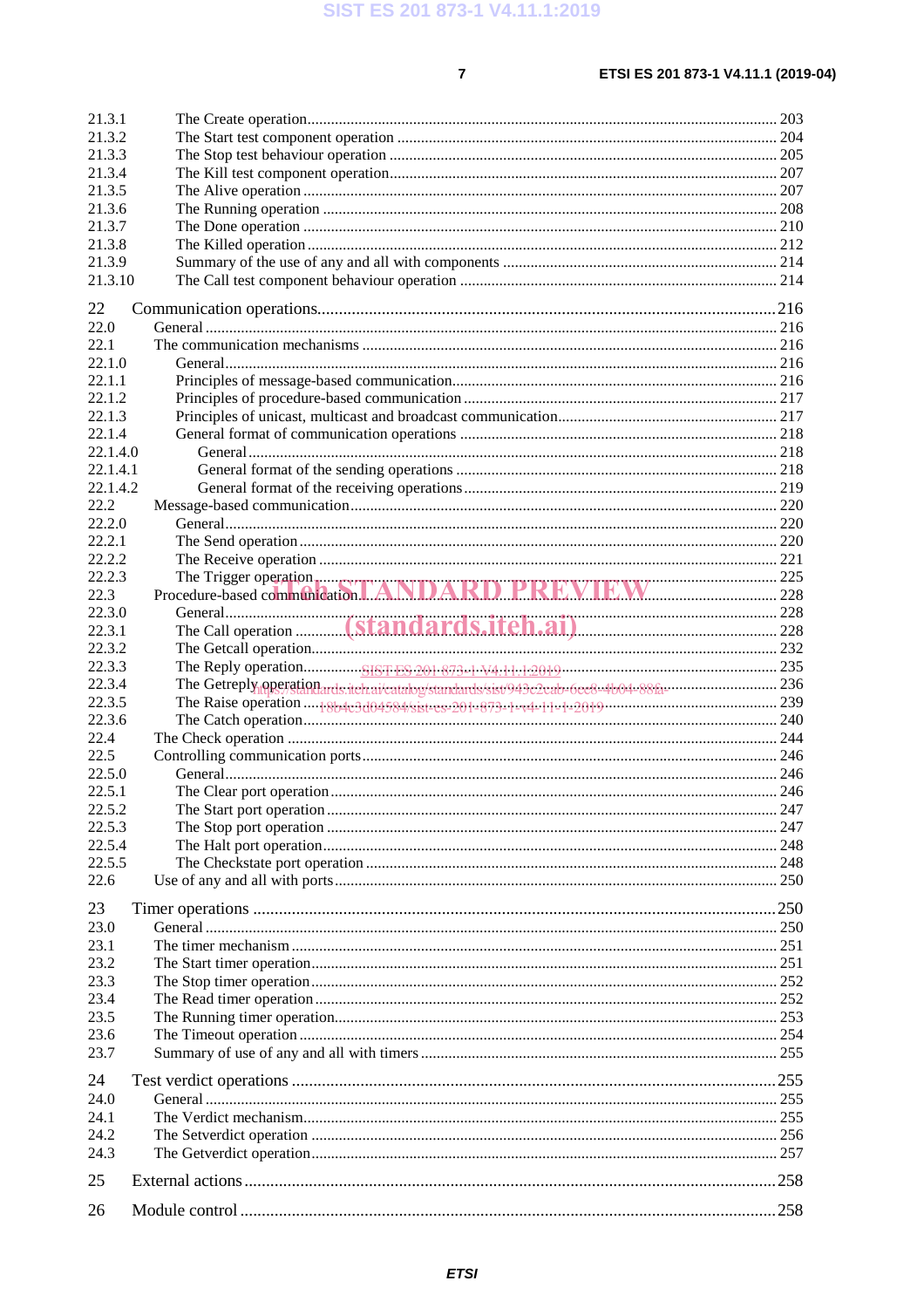21.3.1 The Create operation ........................................................................................................ 203
21.3.2 The Start test component operation ................................................................................ 204
21.3.3 The Stop test behaviour operation .................................................................................. 205
21.3.4 The Kill test component operation.................................................................................. 207
21.3.5 The Alive operation ........................................................................................................ 207
21.3.6 The Running operation ................................................................................................... 208
21.3.7 The Done operation ........................................................................................................ 210
21.3.8 The Killed operation ....................................................................................................... 212
21.3.9 Summary of the use of any and all with components ..................................................... 214
21.3.10 The Call test component behaviour operation ................................................................ 214

22 Communication operations......................................................................................................... 216
22.0 General ................................................................................................................................. 216
22.1 The communication mechanisms ......................................................................................... 216
22.1.0 General............................................................................................................................ 216
22.1.1 Principles of message-based communication.................................................................. 216
22.1.2 Principles of procedure-based communication ............................................................... 217
22.1.3 Principles of unicast, multicast and broadcast communication....................................... 217
22.1.4 General format of communication operations ................................................................ 218
22.1.4.0 General ...................................................................................................................... 218
22.1.4.1 General format of the sending operations ................................................................. 218
22.1.4.2 General format of the receiving operations ............................................................... 219
22.2 Message-based communication............................................................................................ 220
22.2.0 General............................................................................................................................ 220
22.2.1 The Send operation ......................................................................................................... 220
22.2.2 The Receive operation .................................................................................................... 221
22.2.3 The Trigger operation...................................................................................................... 225
22.3 Procedure-based communication.......................................................................................... 228
22.3.0 General............................................................................................................................ 228
22.3.1 The Call operation .......................................................................................................... 228
22.3.2 The Getcall operation...................................................................................................... 232
22.3.3 The Reply operation........................................................................................................ 235
22.3.4 The Getreply operation.................................................................................................... 236
22.3.5 The Raise operation ........................................................................................................ 239
22.3.6 The Catch operation........................................................................................................ 240
22.4 The Check operation ............................................................................................................ 244
22.5 Controlling communication ports......................................................................................... 246
22.5.0 General............................................................................................................................ 246
22.5.1 The Clear port operation................................................................................................. 246
22.5.2 The Start port operation .................................................................................................. 247
22.5.3 The Stop port operation .................................................................................................. 247
22.5.4 The Halt port operation................................................................................................... 248
22.5.5 The Checkstate port operation ........................................................................................ 248
22.6 Use of any and all with ports................................................................................................ 250

23 Timer operations ........................................................................................................................ 250
23.0 General ................................................................................................................................. 250
23.1 The timer mechanism ........................................................................................................... 251
23.2 The Start timer operation...................................................................................................... 251
23.3 The Stop timer operation...................................................................................................... 252
23.4 The Read timer operation..................................................................................................... 252
23.5 The Running timer operation................................................................................................ 253
23.6 The Timeout operation ......................................................................................................... 254
23.7 Summary of use of any and all with timers .......................................................................... 255

24 Test verdict operations ............................................................................................................... 255
24.0 General ................................................................................................................................. 255
24.1 The Verdict mechanism........................................................................................................ 255
24.2 The Setverdict operation ...................................................................................................... 256
24.3 The Getverdict operation...................................................................................................... 257

25 External actions.......................................................................................................................... 258

26 Module control........................................................................................................................... 258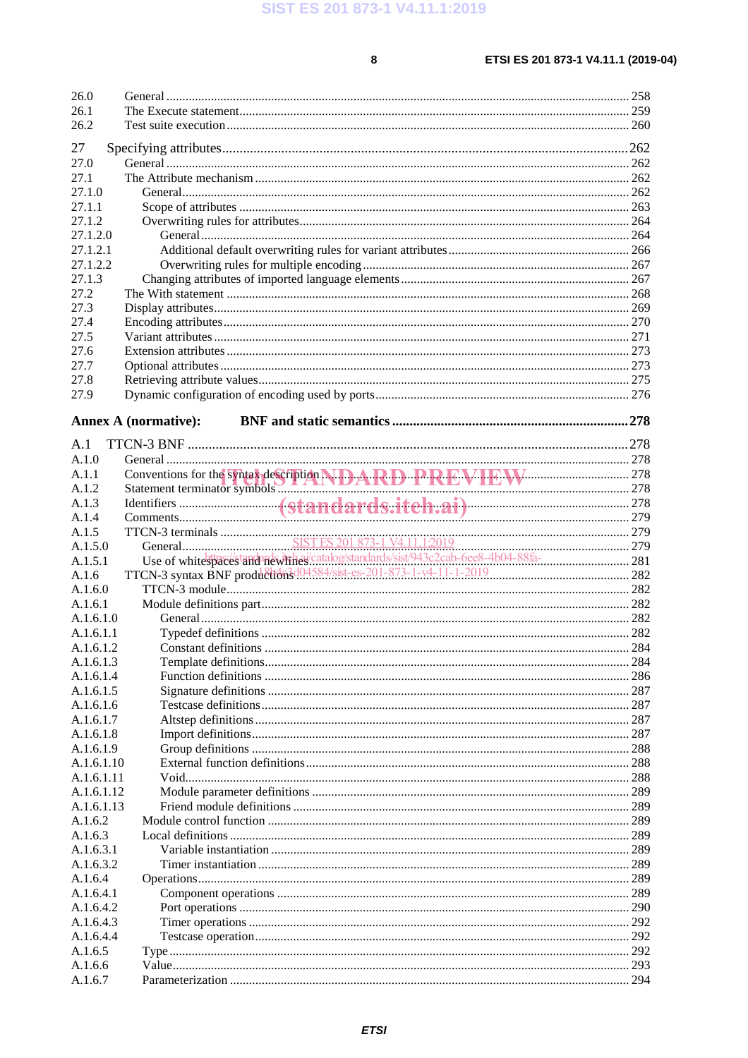26.0 General ... 258
26.1 The Execute statement ... 259
26.2 Test suite execution ... 260

27 Specifying attributes ... 262
27.0 General ... 262
27.1 The Attribute mechanism ... 262
27.1.0 General ... 262
27.1.1 Scope of attributes ... 263
27.1.2 Overwriting rules for attributes ... 264
27.1.2.0 General ... 264
27.1.2.1 Additional default overwriting rules for variant attributes ... 266
27.1.2.2 Overwriting rules for multiple encoding ... 267
27.1.3 Changing attributes of imported language elements ... 267
27.2 The With statement ... 268
27.3 Display attributes ... 269
27.4 Encoding attributes ... 270
27.5 Variant attributes ... 271
27.6 Extension attributes ... 273
27.7 Optional attributes ... 273
27.8 Retrieving attribute values ... 275
27.9 Dynamic configuration of encoding used by ports ... 276

**Annex A (normative): BNF and static semantics ... 278**

A.1 TTCN-3 BNF ... 278
A.1.0 General ... 278
A.1.1 Conventions for the syntax description ... 278
A.1.2 Statement terminator symbols ... 278
A.1.3 Identifiers ... 278
A.1.4 Comments ... 279
A.1.5 TTCN-3 terminals ... 279
A.1.5.0 General ... 279
A.1.5.1 Use of whitespaces and newlines ... 281
A.1.6 TTCN-3 syntax BNF productions ... 282
A.1.6.0 TTCN-3 module ... 282
A.1.6.1 Module definitions part ... 282
A.1.6.1.0 General ... 282
A.1.6.1.1 Typedef definitions ... 282
A.1.6.1.2 Constant definitions ... 284
A.1.6.1.3 Template definitions ... 284
A.1.6.1.4 Function definitions ... 286
A.1.6.1.5 Signature definitions ... 287
A.1.6.1.6 Testcase definitions ... 287
A.1.6.1.7 Altstep definitions ... 287
A.1.6.1.8 Import definitions ... 287
A.1.6.1.9 Group definitions ... 288
A.1.6.1.10 External function definitions ... 288
A.1.6.1.11 Void ... 288
A.1.6.1.12 Module parameter definitions ... 289
A.1.6.1.13 Friend module definitions ... 289
A.1.6.2 Module control function ... 289
A.1.6.3 Local definitions ... 289
A.1.6.3.1 Variable instantiation ... 289
A.1.6.3.2 Timer instantiation ... 289
A.1.6.4 Operations ... 289
A.1.6.4.1 Component operations ... 289
A.1.6.4.2 Port operations ... 290
A.1.6.4.3 Timer operations ... 292
A.1.6.4.4 Testcase operation ... 292
A.1.6.5 Type ... 292
A.1.6.6 Value ... 293
A.1.6.7 Parameterization ... 294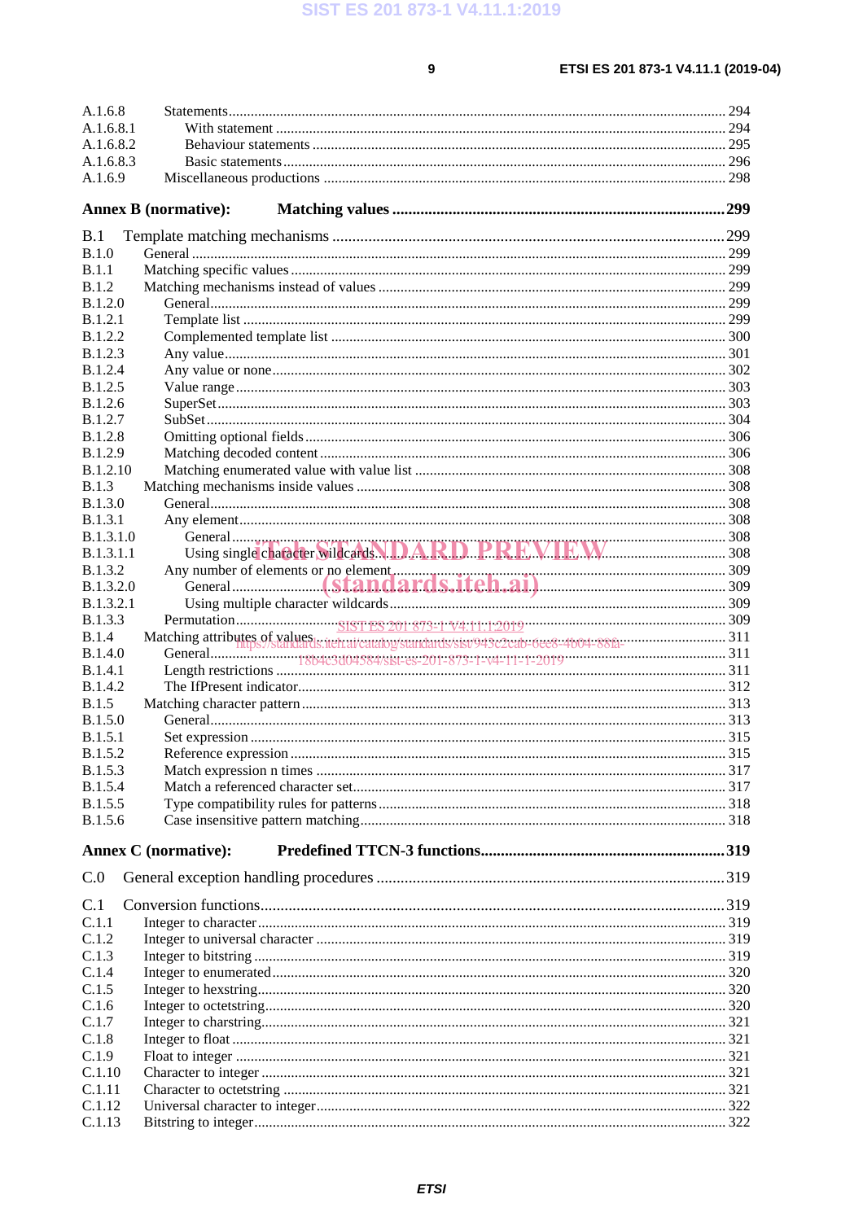A.1.6.8 Statements ........................................................................................................................ 294
A.1.6.8.1 With statement ........................................................................................................... 294
A.1.6.8.2 Behaviour statements .................................................................................................. 295
A.1.6.8.3 Basic statements ......................................................................................................... 296
A.1.6.9 Miscellaneous productions ................................................................................................ 298

**Annex B (normative): Matching values ........................................................................................ 299**

B.1 Template matching mechanisms .................................................................................................. 299
B.1.0 General .................................................................................................................................. 299
B.1.1 Matching specific values ....................................................................................................... 299
B.1.2 Matching mechanisms instead of values ............................................................................... 299
B.1.2.0 General ............................................................................................................................. 299
B.1.2.1 Template list ..................................................................................................................... 299
B.1.2.2 Complemented template list ............................................................................................ 300
B.1.2.3 Any value .......................................................................................................................... 301
B.1.2.4 Any value or none ............................................................................................................ 302
B.1.2.5 Value range ...................................................................................................................... 303
B.1.2.6 SuperSet ........................................................................................................................... 303
B.1.2.7 SubSet .............................................................................................................................. 304
B.1.2.8 Omitting optional fields ................................................................................................... 306
B.1.2.9 Matching decoded content ............................................................................................... 306
B.1.2.10 Matching enumerated value with value list .................................................................... 308
B.1.3 Matching mechanisms inside values ..................................................................................... 308
B.1.3.0 General ............................................................................................................................. 308
B.1.3.1 Any element ..................................................................................................................... 308
B.1.3.1.0 General ........................................................................................................................ 308
B.1.3.1.1 Using single character wildcards ................................................................................ 308
B.1.3.2 Any number of elements or no element ........................................................................... 309
B.1.3.2.0 General ........................................................................................................................ 309
B.1.3.2.1 Using multiple character wildcards ............................................................................. 309
B.1.3.3 Permutation ...................................................................................................................... 309
B.1.4 Matching attributes of values ................................................................................................ 311
B.1.4.0 General ............................................................................................................................. 311
B.1.4.1 Length restrictions ........................................................................................................... 311
B.1.4.2 The IfPresent indicator ..................................................................................................... 312
B.1.5 Matching character pattern .................................................................................................... 313
B.1.5.0 General ............................................................................................................................. 313
B.1.5.1 Set expression .................................................................................................................. 315
B.1.5.2 Reference expression ....................................................................................................... 315
B.1.5.3 Match expression n times ................................................................................................ 317
B.1.5.4 Match a referenced character set ..................................................................................... 317
B.1.5.5 Type compatibility rules for patterns ............................................................................... 318
B.1.5.6 Case insensitive pattern matching .................................................................................... 318

**Annex C (normative): Predefined TTCN-3 functions ................................................................... 319**

C.0 General exception handling procedures ....................................................................................... 319

C.1 Conversion functions ................................................................................................................... 319
C.1.1 Integer to character ................................................................................................................ 319
C.1.2 Integer to universal character ................................................................................................ 319
C.1.3 Integer to bitstring ................................................................................................................. 319
C.1.4 Integer to enumerated ............................................................................................................ 320
C.1.5 Integer to hexstring ................................................................................................................ 320
C.1.6 Integer to octetstring .............................................................................................................. 320
C.1.7 Integer to charstring ............................................................................................................... 321
C.1.8 Integer to float ....................................................................................................................... 321
C.1.9 Float to integer ....................................................................................................................... 321
C.1.10 Character to integer .............................................................................................................. 321
C.1.11 Character to octetstring ........................................................................................................ 321
C.1.12 Universal character to integer .............................................................................................. 322
C.1.13 Bitstring to integer ................................................................................................................ 322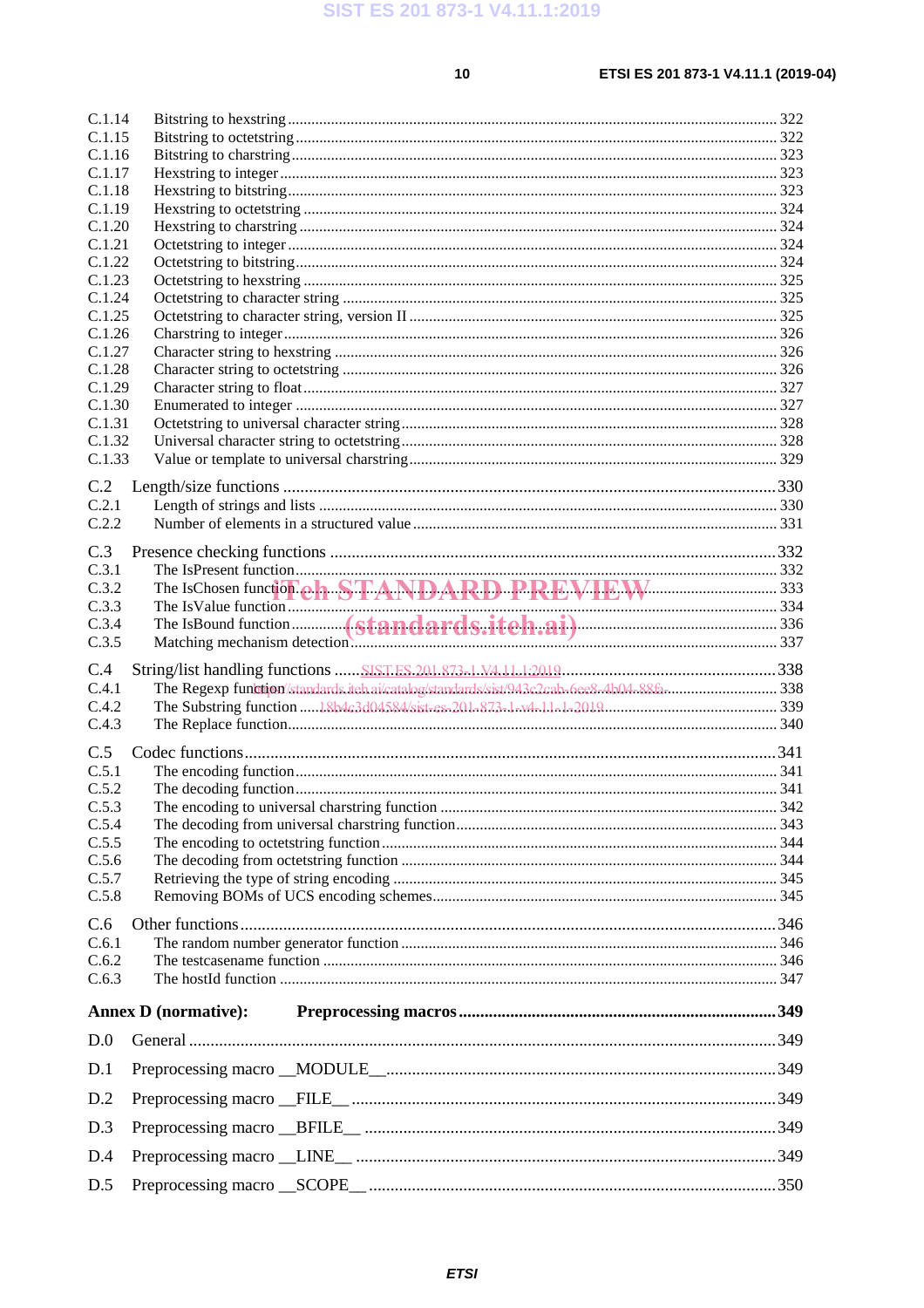C.1.14 Bitstring to hexstring ........ 322
C.1.15 Bitstring to octetstring ........ 322
C.1.16 Bitstring to charstring ........ 323
C.1.17 Hexstring to integer ........ 323
C.1.18 Hexstring to bitstring ........ 323
C.1.19 Hexstring to octetstring ........ 324
C.1.20 Hexstring to charstring ........ 324
C.1.21 Octetstring to integer ........ 324
C.1.22 Octetstring to bitstring ........ 324
C.1.23 Octetstring to hexstring ........ 325
C.1.24 Octetstring to character string ........ 325
C.1.25 Octetstring to character string, version II ........ 325
C.1.26 Charstring to integer ........ 326
C.1.27 Character string to hexstring ........ 326
C.1.28 Character string to octetstring ........ 326
C.1.29 Character string to float ........ 327
C.1.30 Enumerated to integer ........ 327
C.1.31 Octetstring to universal character string ........ 328
C.1.32 Universal character string to octetstring ........ 328
C.1.33 Value or template to universal charstring ........ 329

C.2 Length/size functions ........ 330
C.2.1 Length of strings and lists ........ 330
C.2.2 Number of elements in a structured value ........ 331

C.3 Presence checking functions ........ 332
C.3.1 The IsPresent function ........ 332
C.3.2 The IsChosen function ........ 333
C.3.3 The IsValue function ........ 334
C.3.4 The IsBound function ........ 336
C.3.5 Matching mechanism detection ........ 337

C.4 String/list handling functions ........ 338
C.4.1 The Regexp function ........ 338
C.4.2 The Substring function ........ 339
C.4.3 The Replace function ........ 340

C.5 Codec functions ........ 341
C.5.1 The encoding function ........ 341
C.5.2 The decoding function ........ 341
C.5.3 The encoding to universal charstring function ........ 342
C.5.4 The decoding from universal charstring function ........ 343
C.5.5 The encoding to octetstring function ........ 344
C.5.6 The decoding from octetstring function ........ 344
C.5.7 Retrieving the type of string encoding ........ 345
C.5.8 Removing BOMs of UCS encoding schemes ........ 345

C.6 Other functions ........ 346
C.6.1 The random number generator function ........ 346
C.6.2 The testcasename function ........ 346
C.6.3 The hostId function ........ 347

**Annex D (normative): Preprocessing macros ........ 349**

D.0 General ........ 349

D.1 Preprocessing macro __MODULE__ ........ 349

D.2 Preprocessing macro __FILE__ ........ 349

D.3 Preprocessing macro __BFILE__ ........ 349

D.4 Preprocessing macro __LINE__ ........ 349

D.5 Preprocessing macro __SCOPE__ ........ 350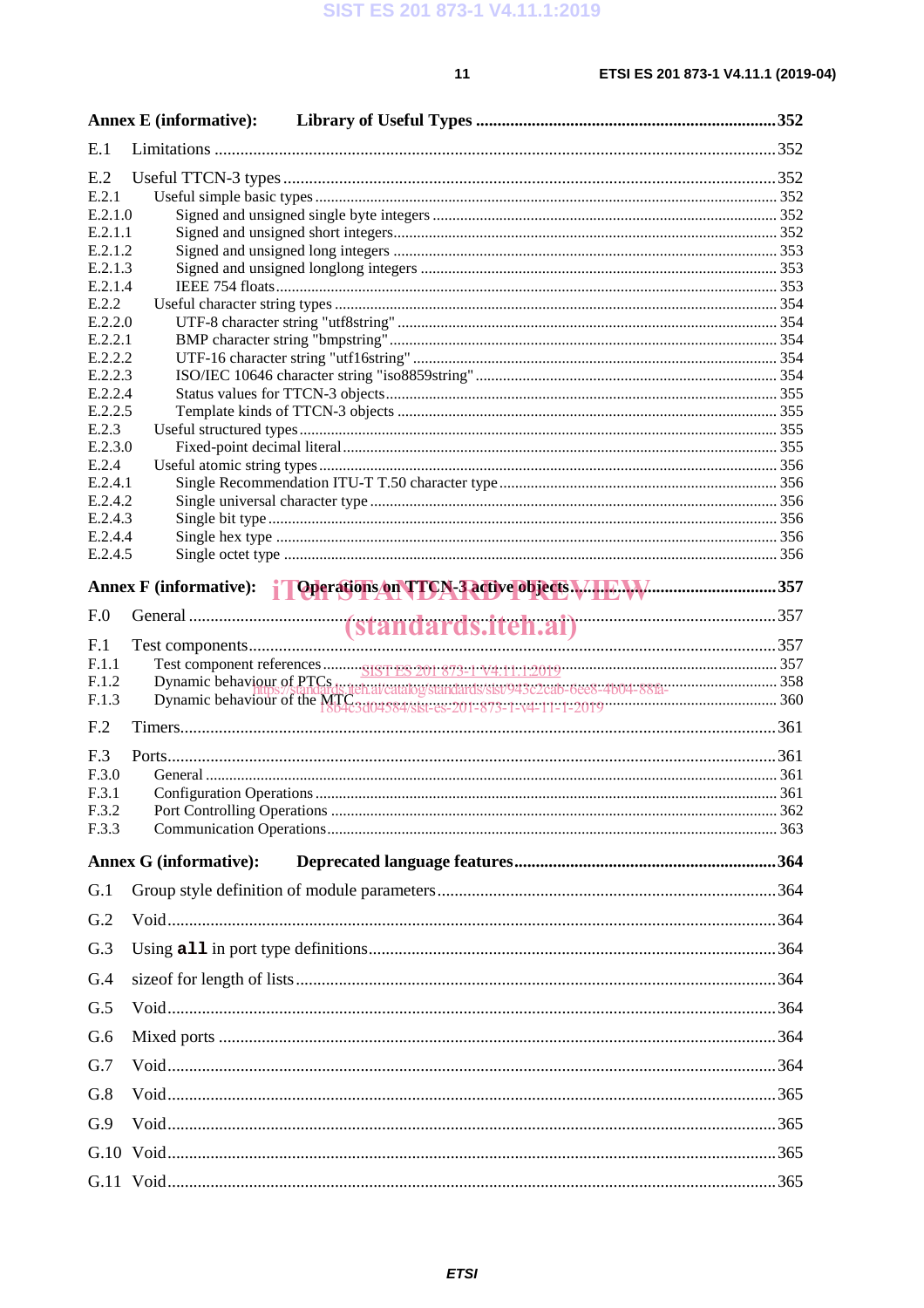**Annex E (informative): Library of Useful Types** 352

E.1 Limitations 352

E.2 Useful TTCN-3 types 352
E.2.1 Useful simple basic types 352
E.2.1.0 Signed and unsigned single byte integers 352
E.2.1.1 Signed and unsigned short integers 352
E.2.1.2 Signed and unsigned long integers 353
E.2.1.3 Signed and unsigned longlong integers 353
E.2.1.4 IEEE 754 floats 353
E.2.2 Useful character string types 354
E.2.2.0 UTF-8 character string "utf8string" 354
E.2.2.1 BMP character string "bmpstring" 354
E.2.2.2 UTF-16 character string "utf16string" 354
E.2.2.3 ISO/IEC 10646 character string "iso8859string" 354
E.2.2.4 Status values for TTCN-3 objects 355
E.2.2.5 Template kinds of TTCN-3 objects 355
E.2.3 Useful structured types 355
E.2.3.0 Fixed-point decimal literal 355
E.2.4 Useful atomic string types 356
E.2.4.1 Single Recommendation ITU-T T.50 character type 356
E.2.4.2 Single universal character type 356
E.2.4.3 Single bit type 356
E.2.4.4 Single hex type 356
E.2.4.5 Single octet type 356

**Annex F (informative): Operations on TTCN-3 active objects** 357

F.0 General 357

F.1 Test components 357
F.1.1 Test component references 357
F.1.2 Dynamic behaviour of PTCs 358
F.1.3 Dynamic behaviour of the MTC 360

F.2 Timers 361

F.3 Ports 361
F.3.0 General 361
F.3.1 Configuration Operations 361
F.3.2 Port Controlling Operations 362
F.3.3 Communication Operations 363

**Annex G (informative): Deprecated language features** 364

G.1 Group style definition of module parameters 364

G.2 Void 364

G.3 Using **all** in port type definitions 364

G.4 sizeof for length of lists 364

G.5 Void 364

G.6 Mixed ports 364

G.7 Void 364

G.8 Void 365

G.9 Void 365

G.10 Void 365

G.11 Void 365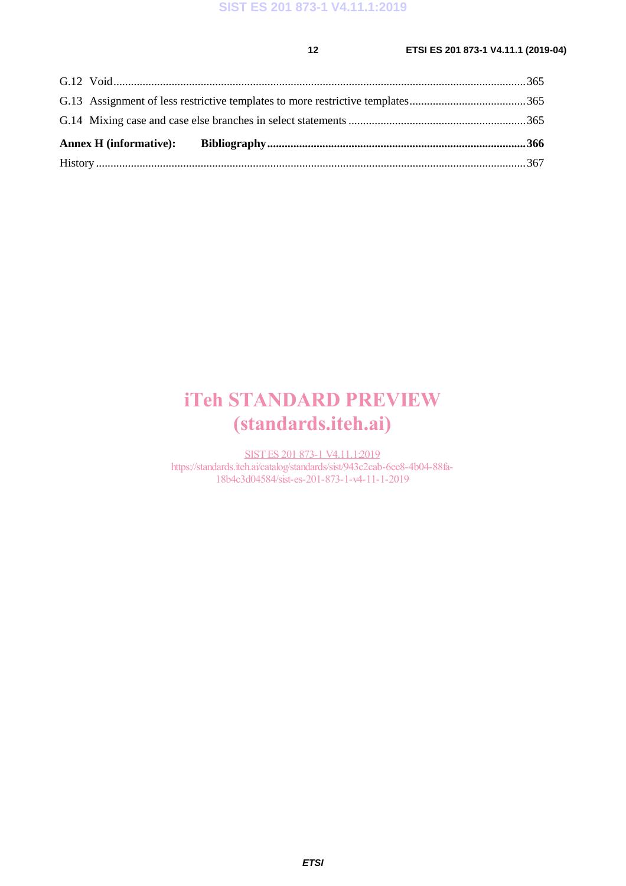G.12 Void ........................................................................................................................................ 365

G.13 Assignment of less restrictive templates to more restrictive templates ........................................ 365

G.14 Mixing case and case else branches in select statements ............................................................ 365

**Annex H (informative): Bibliography ........................................................................................ 366**

History ............................................................................................................................................... 367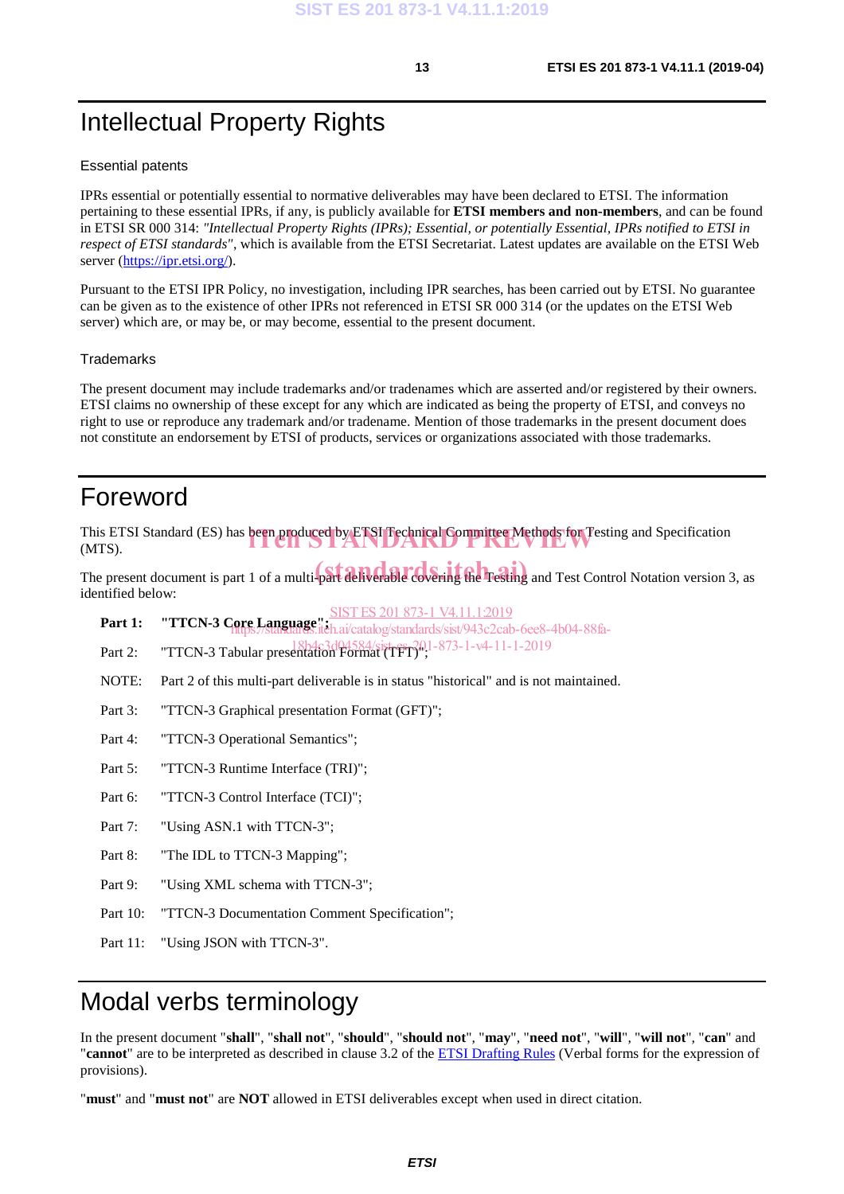# Intellectual Property Rights

## Essential patents

IPRs essential or potentially essential to normative deliverables may have been declared to ETSI. The information pertaining to these essential IPRs, if any, is publicly available for **ETSI members and non-members**, and can be found in ETSI SR 000 314: *"Intellectual Property Rights (IPRs); Essential, or potentially Essential, IPRs notified to ETSI in respect of ETSI standards"*, which is available from the ETSI Secretariat. Latest updates are available on the ETSI Web server (https://ipr.etsi.org/).

Pursuant to the ETSI IPR Policy, no investigation, including IPR searches, has been carried out by ETSI. No guarantee can be given as to the existence of other IPRs not referenced in ETSI SR 000 314 (or the updates on the ETSI Web server) which are, or may be, or may become, essential to the present document.

## Trademarks

The present document may include trademarks and/or tradenames which are asserted and/or registered by their owners. ETSI claims no ownership of these except for any which are indicated as being the property of ETSI, and conveys no right to use or reproduce any trademark and/or tradename. Mention of those trademarks in the present document does not constitute an endorsement by ETSI of products, services or organizations associated with those trademarks.

# Foreword

This ETSI Standard (ES) has been produced by ETSI Technical Committee Methods for Testing and Specification (MTS).

The present document is part 1 of a multi-part deliverable covering the Testing and Test Control Notation version 3, as identified below:

**Part 1: "TTCN-3 Core Language";**

Part 2: "TTCN-3 Tabular presentation Format (TFT)";

NOTE: Part 2 of this multi-part deliverable is in status "historical" and is not maintained.

Part 3: "TTCN-3 Graphical presentation Format (GFT)";

Part 4: "TTCN-3 Operational Semantics";

Part 5: "TTCN-3 Runtime Interface (TRI)";

Part 6: "TTCN-3 Control Interface (TCI)";

Part 7: "Using ASN.1 with TTCN-3";

Part 8: "The IDL to TTCN-3 Mapping";

Part 9: "Using XML schema with TTCN-3";

Part 10: "TTCN-3 Documentation Comment Specification";

Part 11: "Using JSON with TTCN-3".

# Modal verbs terminology

In the present document "**shall**", "**shall not**", "**should**", "**should not**", "**may**", "**need not**", "**will**", "**will not**", "**can**" and "**cannot**" are to be interpreted as described in clause 3.2 of the ETSI Drafting Rules (Verbal forms for the expression of provisions).

"**must**" and "**must not**" are **NOT** allowed in ETSI deliverables except when used in direct citation.